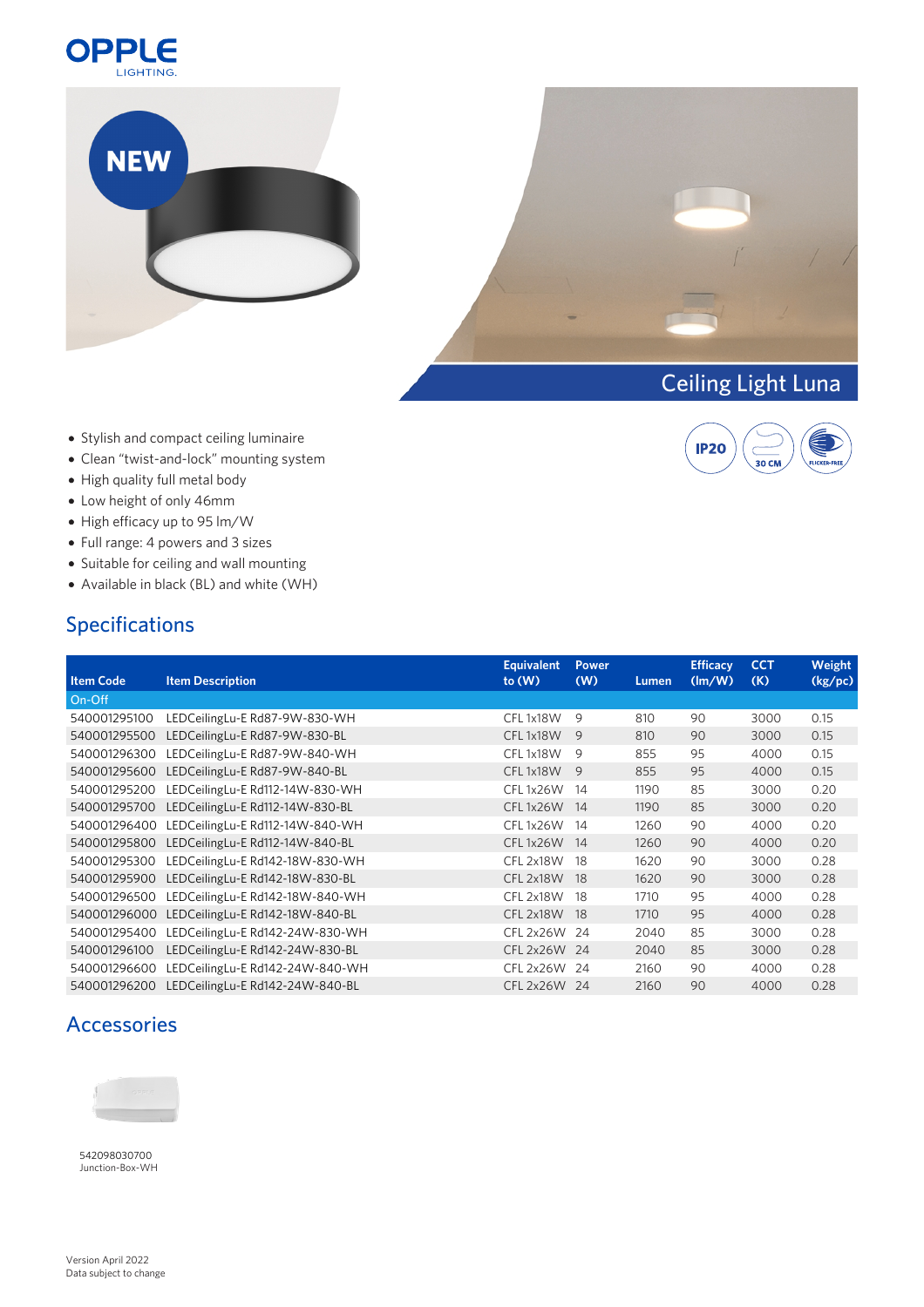OPPLE LIGHTING

NEW

# Ceiling Light Luna

IP20 | 30 CM | FLICKER-FREE

- Stylish and compact ceiling luminaire
- Clean "twist-and-lock" mounting system
- High quality full metal body
- Low height of only 46mm
- High efficacy up to 95 lm/W
- Full range: 4 powers and 3 sizes
- Suitable for ceiling and wall mounting
- Available in black (BL) and white (WH)

## Specifications

| Item Code | Item Description | Equivalent to (W) | Power (W) | Lumen | Efficacy (lm/W) | CCT (K) | Weight (kg/pc) |
|---|---|---|---|---|---|---|---|
| On-Off | | | | | | | |
| 540001295100 | LEDCeilingLu-E Rd87-9W-830-WH | CFL 1x18W | 9 | 810 | 90 | 3000 | 0.15 |
| 540001295500 | LEDCeilingLu-E Rd87-9W-830-BL | CFL 1x18W | 9 | 810 | 90 | 3000 | 0.15 |
| 540001296300 | LEDCeilingLu-E Rd87-9W-840-WH | CFL 1x18W | 9 | 855 | 95 | 4000 | 0.15 |
| 540001295600 | LEDCeilingLu-E Rd87-9W-840-BL | CFL 1x18W | 9 | 855 | 95 | 4000 | 0.15 |
| 540001295200 | LEDCeilingLu-E Rd112-14W-830-WH | CFL 1x26W | 14 | 1190 | 85 | 3000 | 0.20 |
| 540001295700 | LEDCeilingLu-E Rd112-14W-830-BL | CFL 1x26W | 14 | 1190 | 85 | 3000 | 0.20 |
| 540001296400 | LEDCeilingLu-E Rd112-14W-840-WH | CFL 1x26W | 14 | 1260 | 90 | 4000 | 0.20 |
| 540001295800 | LEDCeilingLu-E Rd112-14W-840-BL | CFL 1x26W | 14 | 1260 | 90 | 4000 | 0.20 |
| 540001295300 | LEDCeilingLu-E Rd142-18W-830-WH | CFL 2x18W | 18 | 1620 | 90 | 3000 | 0.28 |
| 540001295900 | LEDCeilingLu-E Rd142-18W-830-BL | CFL 2x18W | 18 | 1620 | 90 | 3000 | 0.28 |
| 540001296500 | LEDCeilingLu-E Rd142-18W-840-WH | CFL 2x18W | 18 | 1710 | 95 | 4000 | 0.28 |
| 540001296000 | LEDCeilingLu-E Rd142-18W-840-BL | CFL 2x18W | 18 | 1710 | 95 | 4000 | 0.28 |
| 540001295400 | LEDCeilingLu-E Rd142-24W-830-WH | CFL 2x26W | 24 | 2040 | 85 | 3000 | 0.28 |
| 540001296100 | LEDCeilingLu-E Rd142-24W-830-BL | CFL 2x26W | 24 | 2040 | 85 | 3000 | 0.28 |
| 540001296600 | LEDCeilingLu-E Rd142-24W-840-WH | CFL 2x26W | 24 | 2160 | 90 | 4000 | 0.28 |
| 540001296200 | LEDCeilingLu-E Rd142-24W-840-BL | CFL 2x26W | 24 | 2160 | 90 | 4000 | 0.28 |

## Accessories

542098030700
Junction-Box-WH

Version April 2022
Data subject to change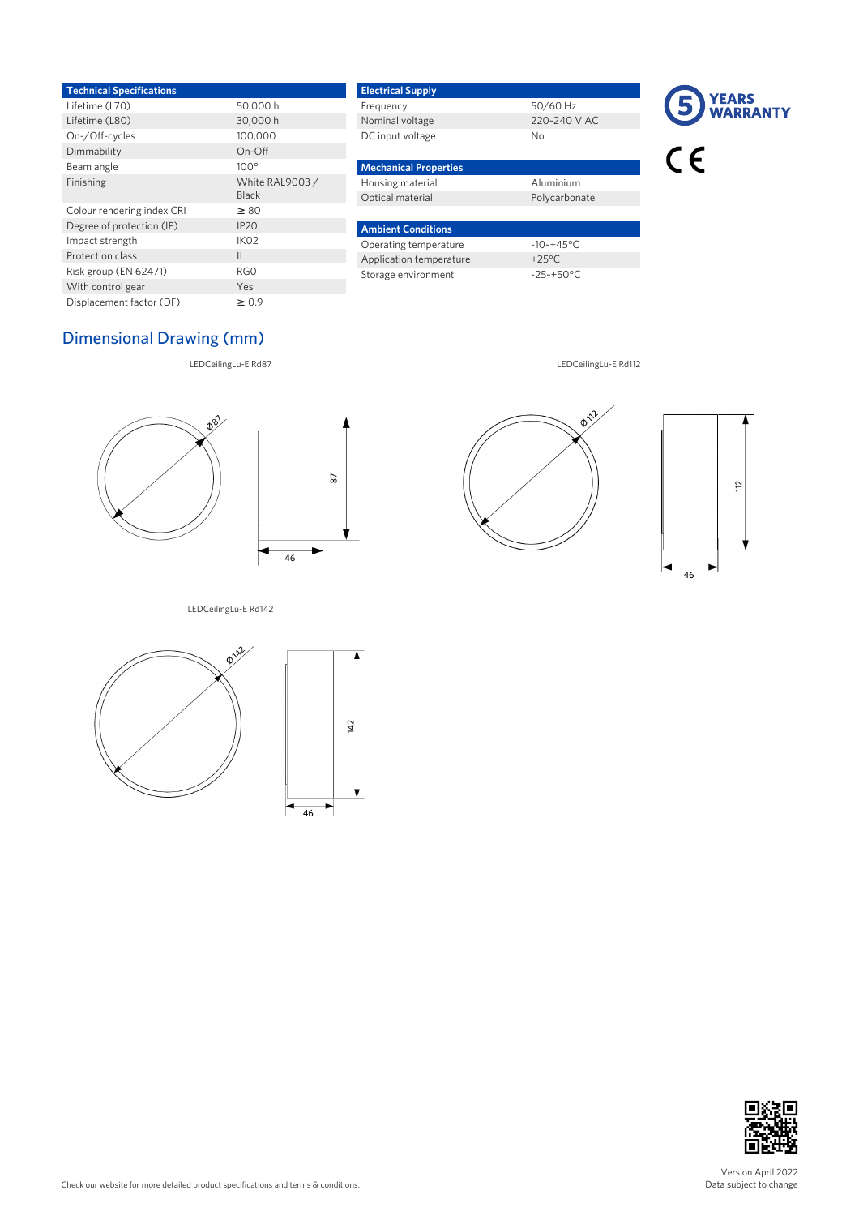| Technical Specifications | |
|---|---|
| Lifetime (L70) | 50,000 h |
| Lifetime (L80) | 30,000 h |
| On-/Off-cycles | 100,000 |
| Dimmability | On-Off |
| Beam angle | 100° |
| Finishing | White RAL9003 / Black |
| Colour rendering index CRI | ≥ 80 |
| Degree of protection (IP) | IP20 |
| Impact strength | IK02 |
| Protection class | II |
| Risk group (EN 62471) | RG0 |
| With control gear | Yes |
| Displacement factor (DF) | ≥ 0.9 |

| Electrical Supply | |
|---|---|
| Frequency | 50/60 Hz |
| Nominal voltage | 220-240 V AC |
| DC input voltage | No |

| Mechanical Properties | |
|---|---|
| Housing material | Aluminium |
| Optical material | Polycarbonate |

| Ambient Conditions | |
|---|---|
| Operating temperature | -10-+45°C |
| Application temperature | +25°C |
| Storage environment | -25-+50°C |

5 YEARS WARRANTY

CE

## Dimensional Drawing (mm)

LEDCeilingLu-E Rd87

Ø87

87

46

LEDCeilingLu-E Rd112

Ø112

112

46

LEDCeilingLu-E Rd142

Ø142

142

46

Check our website for more detailed product specifications and terms & conditions.

Version April 2022
Data subject to change